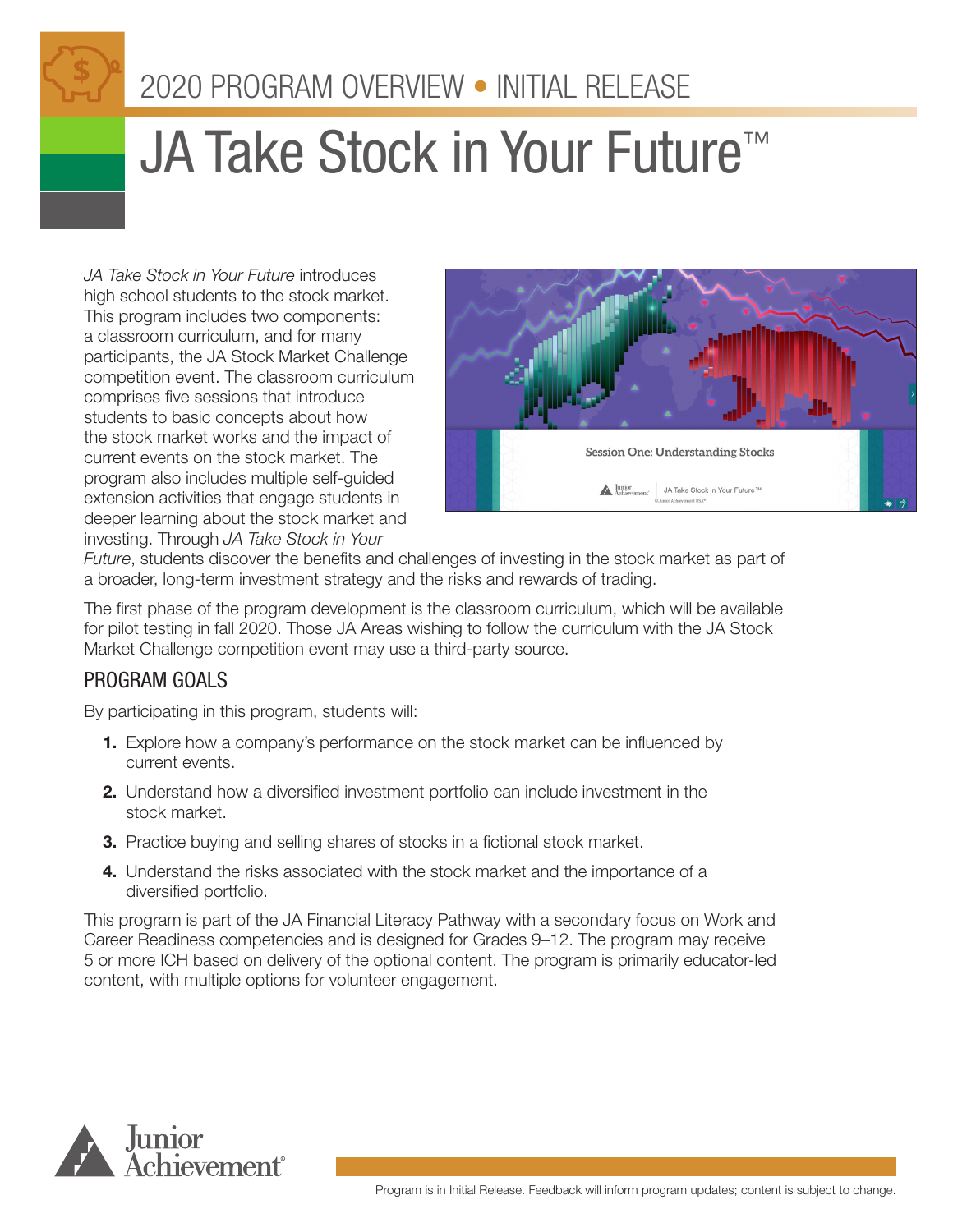2020 PROGRAM OVERVIEW • INITIAL RELEASE

# JA Take Stock in Your Future™

*JA Take Stock in Your Future* introduces high school students to the stock market. This program includes two components: a classroom curriculum, and for many participants, the JA Stock Market Challenge competition event. The classroom curriculum comprises five sessions that introduce students to basic concepts about how the stock market works and the impact of current events on the stock market. The program also includes multiple self-guided extension activities that engage students in deeper learning about the stock market and investing. Through *JA Take Stock in Your Future*, students discover the benefits and challenges of investing in the stock market as part of a broader, long-term investment strategy and the risks and rewards of trading.

The first phase of the program development is the classroom curriculum, which will be available for pilot testing in fall 2020. Those JA Areas wishing to follow the curriculum with the JA Stock Market Challenge competition event may use a third-party source.

## PROGRAM GOALS

By participating in this program, students will:

1. Explore how a company's performance on the stock market can be influenced by current events.
2. Understand how a diversified investment portfolio can include investment in the stock market.
3. Practice buying and selling shares of stocks in a fictional stock market.
4. Understand the risks associated with the stock market and the importance of a diversified portfolio.

This program is part of the JA Financial Literacy Pathway with a secondary focus on Work and Career Readiness competencies and is designed for Grades 9–12. The program may receive 5 or more ICH based on delivery of the optional content. The program is primarily educator-led content, with multiple options for volunteer engagement.

Program is in Initial Release. Feedback will inform program updates; content is subject to change.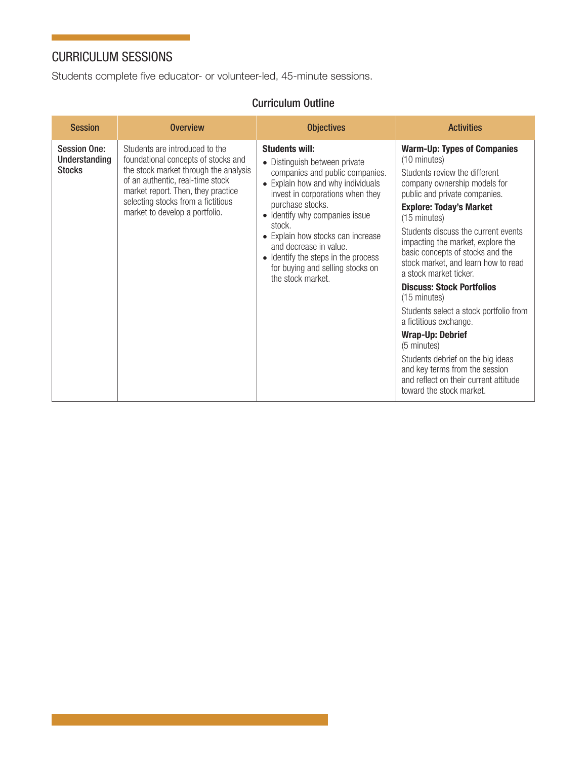## CURRICULUM SESSIONS

Students complete five educator- or volunteer-led, 45-minute sessions.

### Curriculum Outline

| Session | Overview | Objectives | Activities |
|---|---|---|---|
| **Session One: Understanding Stocks** | Students are introduced to the foundational concepts of stocks and the stock market through the analysis of an authentic, real-time stock market report. Then, they practice selecting stocks from a fictitious market to develop a portfolio. | **Students will:**<br>• Distinguish between private companies and public companies.<br>• Explain how and why individuals invest in corporations when they purchase stocks.<br>• Identify why companies issue stock.<br>• Explain how stocks can increase and decrease in value.<br>• Identify the steps in the process for buying and selling stocks on the stock market. | **Warm-Up: Types of Companies** (10 minutes)<br>Students review the different company ownership models for public and private companies.<br>**Explore: Today's Market** (15 minutes)<br>Students discuss the current events impacting the market, explore the basic concepts of stocks and the stock market, and learn how to read a stock market ticker.<br>**Discuss: Stock Portfolios** (15 minutes)<br>Students select a stock portfolio from a fictitious exchange.<br>**Wrap-Up: Debrief** (5 minutes)<br>Students debrief on the big ideas and key terms from the session and reflect on their current attitude toward the stock market. |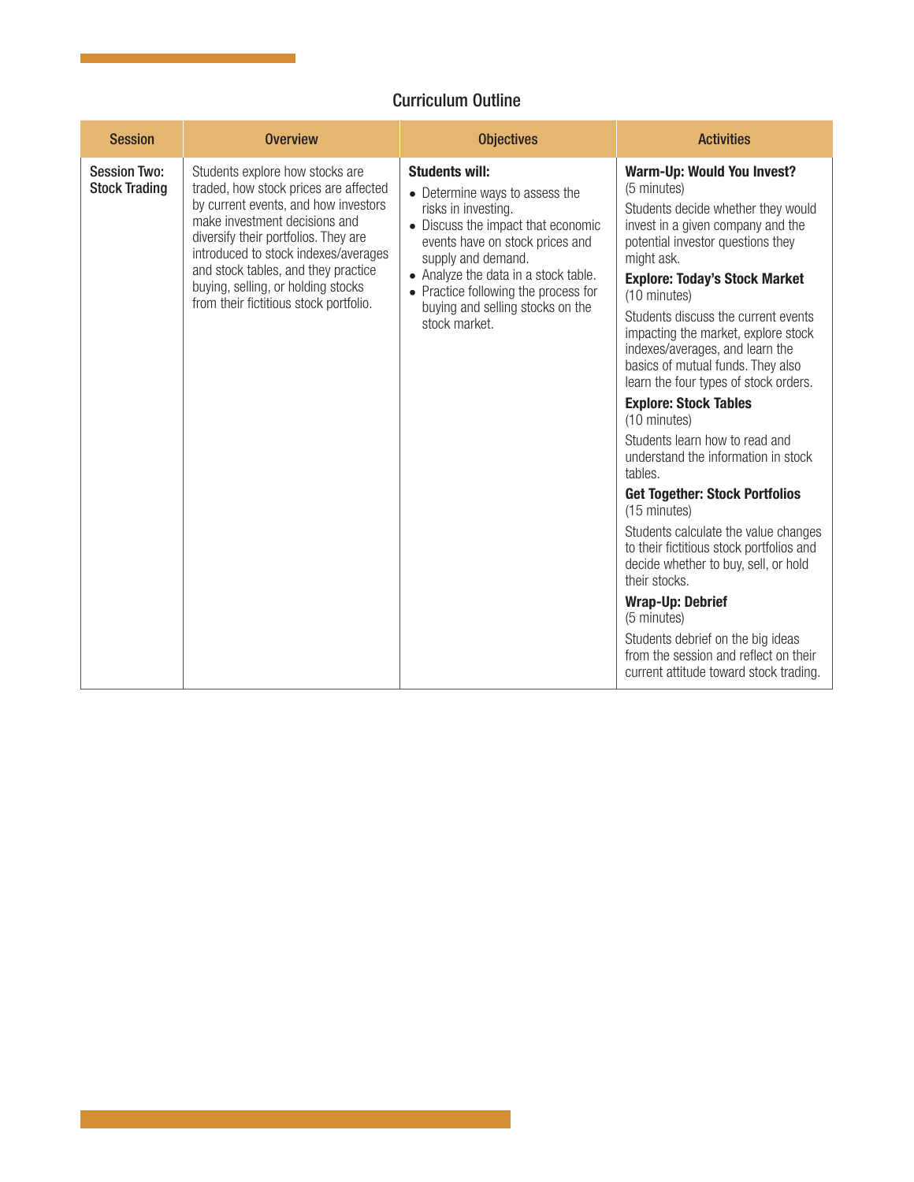## Curriculum Outline

| Session | Overview | Objectives | Activities |
|---|---|---|---|
| **Session Two: Stock Trading** | Students explore how stocks are traded, how stock prices are affected by current events, and how investors make investment decisions and diversify their portfolios. They are introduced to stock indexes/averages and stock tables, and they practice buying, selling, or holding stocks from their fictitious stock portfolio. | **Students will:**<br>• Determine ways to assess the risks in investing.<br>• Discuss the impact that economic events have on stock prices and supply and demand.<br>• Analyze the data in a stock table.<br>• Practice following the process for buying and selling stocks on the stock market. | **Warm-Up: Would You Invest?**<br>(5 minutes)<br>Students decide whether they would invest in a given company and the potential investor questions they might ask.<br>**Explore: Today's Stock Market**<br>(10 minutes)<br>Students discuss the current events impacting the market, explore stock indexes/averages, and learn the basics of mutual funds. They also learn the four types of stock orders.<br>**Explore: Stock Tables**<br>(10 minutes)<br>Students learn how to read and understand the information in stock tables.<br>**Get Together: Stock Portfolios**<br>(15 minutes)<br>Students calculate the value changes to their fictitious stock portfolios and decide whether to buy, sell, or hold their stocks.<br>**Wrap-Up: Debrief**<br>(5 minutes)<br>Students debrief on the big ideas from the session and reflect on their current attitude toward stock trading. |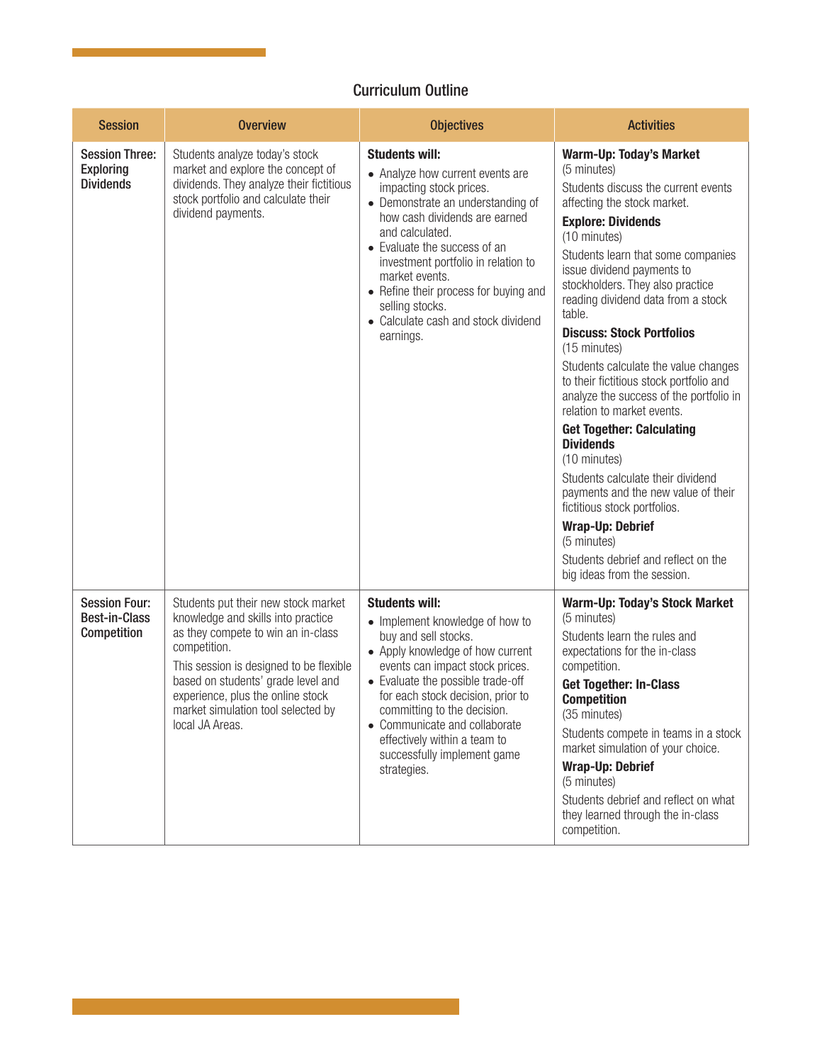## Curriculum Outline

| Session | Overview | Objectives | Activities |
|---|---|---|---|
| **Session Three: Exploring Dividends** | Students analyze today's stock market and explore the concept of dividends. They analyze their fictitious stock portfolio and calculate their dividend payments. | **Students will:**<br>• Analyze how current events are impacting stock prices.<br>• Demonstrate an understanding of how cash dividends are earned and calculated.<br>• Evaluate the success of an investment portfolio in relation to market events.<br>• Refine their process for buying and selling stocks.<br>• Calculate cash and stock dividend earnings. | **Warm-Up: Today's Market**<br>(5 minutes)<br>Students discuss the current events affecting the stock market.<br>**Explore: Dividends**<br>(10 minutes)<br>Students learn that some companies issue dividend payments to stockholders. They also practice reading dividend data from a stock table.<br>**Discuss: Stock Portfolios**<br>(15 minutes)<br>Students calculate the value changes to their fictitious stock portfolio and analyze the success of the portfolio in relation to market events.<br>**Get Together: Calculating Dividends**<br>(10 minutes)<br>Students calculate their dividend payments and the new value of their fictitious stock portfolios.<br>**Wrap-Up: Debrief**<br>(5 minutes)<br>Students debrief and reflect on the big ideas from the session. |
| **Session Four: Best-in-Class Competition** | Students put their new stock market knowledge and skills into practice as they compete to win an in-class competition.<br>This session is designed to be flexible based on students' grade level and experience, plus the online stock market simulation tool selected by local JA Areas. | **Students will:**<br>• Implement knowledge of how to buy and sell stocks.<br>• Apply knowledge of how current events can impact stock prices.<br>• Evaluate the possible trade-off for each stock decision, prior to committing to the decision.<br>• Communicate and collaborate effectively within a team to successfully implement game strategies. | **Warm-Up: Today's Stock Market**<br>(5 minutes)<br>Students learn the rules and expectations for the in-class competition.<br>**Get Together: In-Class Competition**<br>(35 minutes)<br>Students compete in teams in a stock market simulation of your choice.<br>**Wrap-Up: Debrief**<br>(5 minutes)<br>Students debrief and reflect on what they learned through the in-class competition. |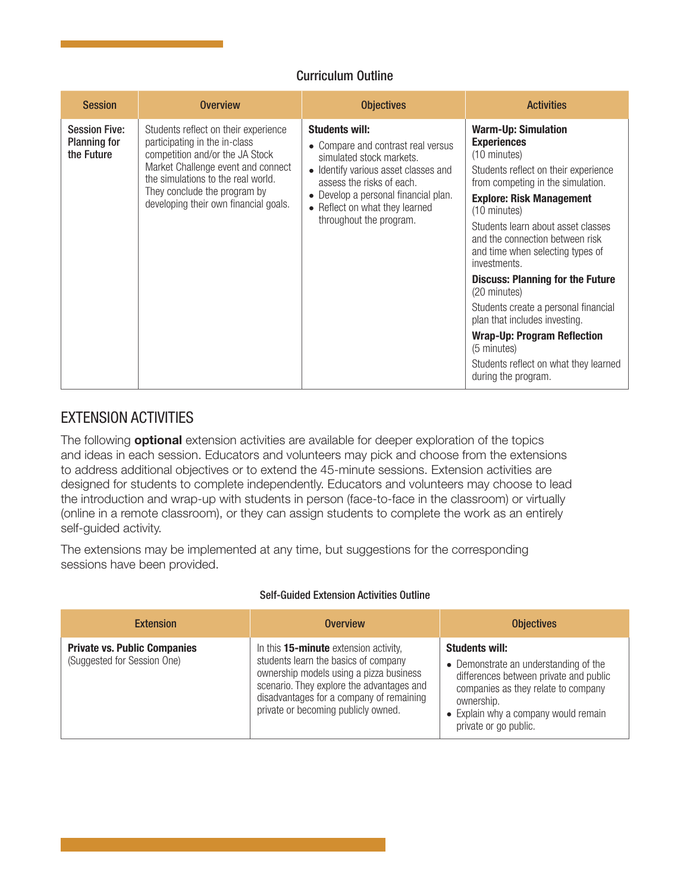Curriculum Outline

| Session | Overview | Objectives | Activities |
|---|---|---|---|
| **Session Five: Planning for the Future** | Students reflect on their experience participating in the in-class competition and/or the JA Stock Market Challenge event and connect the simulations to the real world. They conclude the program by developing their own financial goals. | **Students will:**<br>• Compare and contrast real versus simulated stock markets.<br>• Identify various asset classes and assess the risks of each.<br>• Develop a personal financial plan.<br>• Reflect on what they learned throughout the program. | **Warm-Up: Simulation Experiences** (10 minutes)<br>Students reflect on their experience from competing in the simulation.<br>**Explore: Risk Management** (10 minutes)<br>Students learn about asset classes and the connection between risk and time when selecting types of investments.<br>**Discuss: Planning for the Future** (20 minutes)<br>Students create a personal financial plan that includes investing.<br>**Wrap-Up: Program Reflection** (5 minutes)<br>Students reflect on what they learned during the program. |

## EXTENSION ACTIVITIES

The following **optional** extension activities are available for deeper exploration of the topics and ideas in each session. Educators and volunteers may pick and choose from the extensions to address additional objectives or to extend the 45-minute sessions. Extension activities are designed for students to complete independently. Educators and volunteers may choose to lead the introduction and wrap-up with students in person (face-to-face in the classroom) or virtually (online in a remote classroom), or they can assign students to complete the work as an entirely self-guided activity.

The extensions may be implemented at any time, but suggestions for the corresponding sessions have been provided.

Self-Guided Extension Activities Outline

| Extension | Overview | Objectives |
|---|---|---|
| **Private vs. Public Companies**<br>(Suggested for Session One) | In this **15-minute** extension activity, students learn the basics of company ownership models using a pizza business scenario. They explore the advantages and disadvantages for a company of remaining private or becoming publicly owned. | **Students will:**<br>• Demonstrate an understanding of the differences between private and public companies as they relate to company ownership.<br>• Explain why a company would remain private or go public. |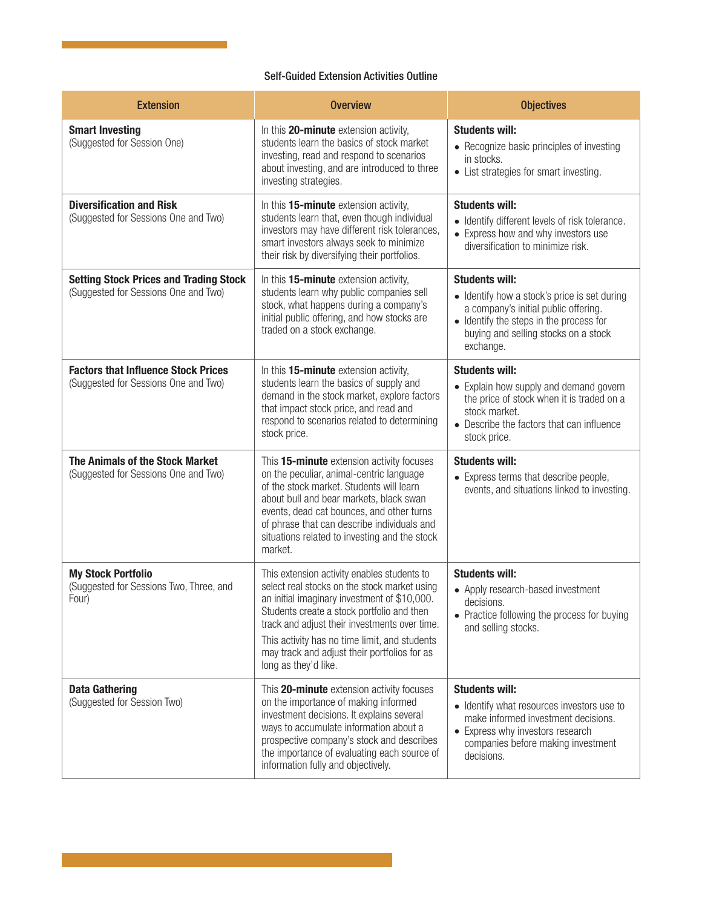### Self-Guided Extension Activities Outline

| Extension | Overview | Objectives |
|---|---|---|
| **Smart Investing** (Suggested for Session One) | In this **20-minute** extension activity, students learn the basics of stock market investing, read and respond to scenarios about investing, and are introduced to three investing strategies. | **Students will:** • Recognize basic principles of investing in stocks. • List strategies for smart investing. |
| **Diversification and Risk** (Suggested for Sessions One and Two) | In this **15-minute** extension activity, students learn that, even though individual investors may have different risk tolerances, smart investors always seek to minimize their risk by diversifying their portfolios. | **Students will:** • Identify different levels of risk tolerance. • Express how and why investors use diversification to minimize risk. |
| **Setting Stock Prices and Trading Stock** (Suggested for Sessions One and Two) | In this **15-minute** extension activity, students learn why public companies sell stock, what happens during a company's initial public offering, and how stocks are traded on a stock exchange. | **Students will:** • Identify how a stock's price is set during a company's initial public offering. • Identify the steps in the process for buying and selling stocks on a stock exchange. |
| **Factors that Influence Stock Prices** (Suggested for Sessions One and Two) | In this **15-minute** extension activity, students learn the basics of supply and demand in the stock market, explore factors that impact stock price, and read and respond to scenarios related to determining stock price. | **Students will:** • Explain how supply and demand govern the price of stock when it is traded on a stock market. • Describe the factors that can influence stock price. |
| **The Animals of the Stock Market** (Suggested for Sessions One and Two) | This **15-minute** extension activity focuses on the peculiar, animal-centric language of the stock market. Students will learn about bull and bear markets, black swan events, dead cat bounces, and other turns of phrase that can describe individuals and situations related to investing and the stock market. | **Students will:** • Express terms that describe people, events, and situations linked to investing. |
| **My Stock Portfolio** (Suggested for Sessions Two, Three, and Four) | This extension activity enables students to select real stocks on the stock market using an initial imaginary investment of $10,000. Students create a stock portfolio and then track and adjust their investments over time. This activity has no time limit, and students may track and adjust their portfolios for as long as they'd like. | **Students will:** • Apply research-based investment decisions. • Practice following the process for buying and selling stocks. |
| **Data Gathering** (Suggested for Session Two) | This **20-minute** extension activity focuses on the importance of making informed investment decisions. It explains several ways to accumulate information about a prospective company's stock and describes the importance of evaluating each source of information fully and objectively. | **Students will:** • Identify what resources investors use to make informed investment decisions. • Express why investors research companies before making investment decisions. |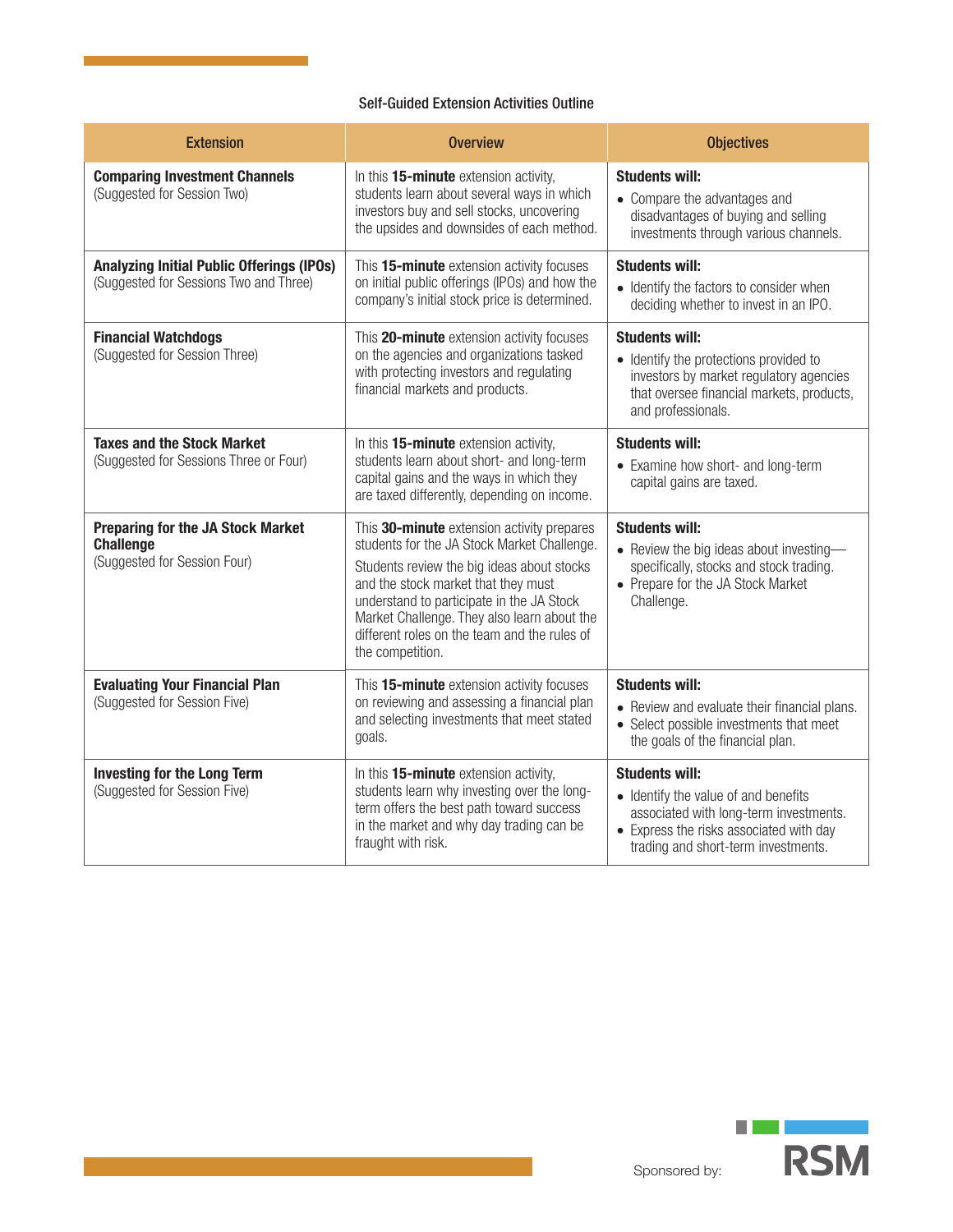Self-Guided Extension Activities Outline

| Extension | Overview | Objectives |
|---|---|---|
| **Comparing Investment Channels** (Suggested for Session Two) | In this **15-minute** extension activity, students learn about several ways in which investors buy and sell stocks, uncovering the upsides and downsides of each method. | **Students will:** • Compare the advantages and disadvantages of buying and selling investments through various channels. |
| **Analyzing Initial Public Offerings (IPOs)** (Suggested for Sessions Two and Three) | This **15-minute** extension activity focuses on initial public offerings (IPOs) and how the company's initial stock price is determined. | **Students will:** • Identify the factors to consider when deciding whether to invest in an IPO. |
| **Financial Watchdogs** (Suggested for Session Three) | This **20-minute** extension activity focuses on the agencies and organizations tasked with protecting investors and regulating financial markets and products. | **Students will:** • Identify the protections provided to investors by market regulatory agencies that oversee financial markets, products, and professionals. |
| **Taxes and the Stock Market** (Suggested for Sessions Three or Four) | In this **15-minute** extension activity, students learn about short- and long-term capital gains and the ways in which they are taxed differently, depending on income. | **Students will:** • Examine how short- and long-term capital gains are taxed. |
| **Preparing for the JA Stock Market Challenge** (Suggested for Session Four) | This **30-minute** extension activity prepares students for the JA Stock Market Challenge. Students review the big ideas about stocks and the stock market that they must understand to participate in the JA Stock Market Challenge. They also learn about the different roles on the team and the rules of the competition. | **Students will:** • Review the big ideas about investing—specifically, stocks and stock trading. • Prepare for the JA Stock Market Challenge. |
| **Evaluating Your Financial Plan** (Suggested for Session Five) | This **15-minute** extension activity focuses on reviewing and assessing a financial plan and selecting investments that meet stated goals. | **Students will:** • Review and evaluate their financial plans. • Select possible investments that meet the goals of the financial plan. |
| **Investing for the Long Term** (Suggested for Session Five) | In this **15-minute** extension activity, students learn why investing over the long-term offers the best path toward success in the market and why day trading can be fraught with risk. | **Students will:** • Identify the value of and benefits associated with long-term investments. • Express the risks associated with day trading and short-term investments. |

Sponsored by: RSM